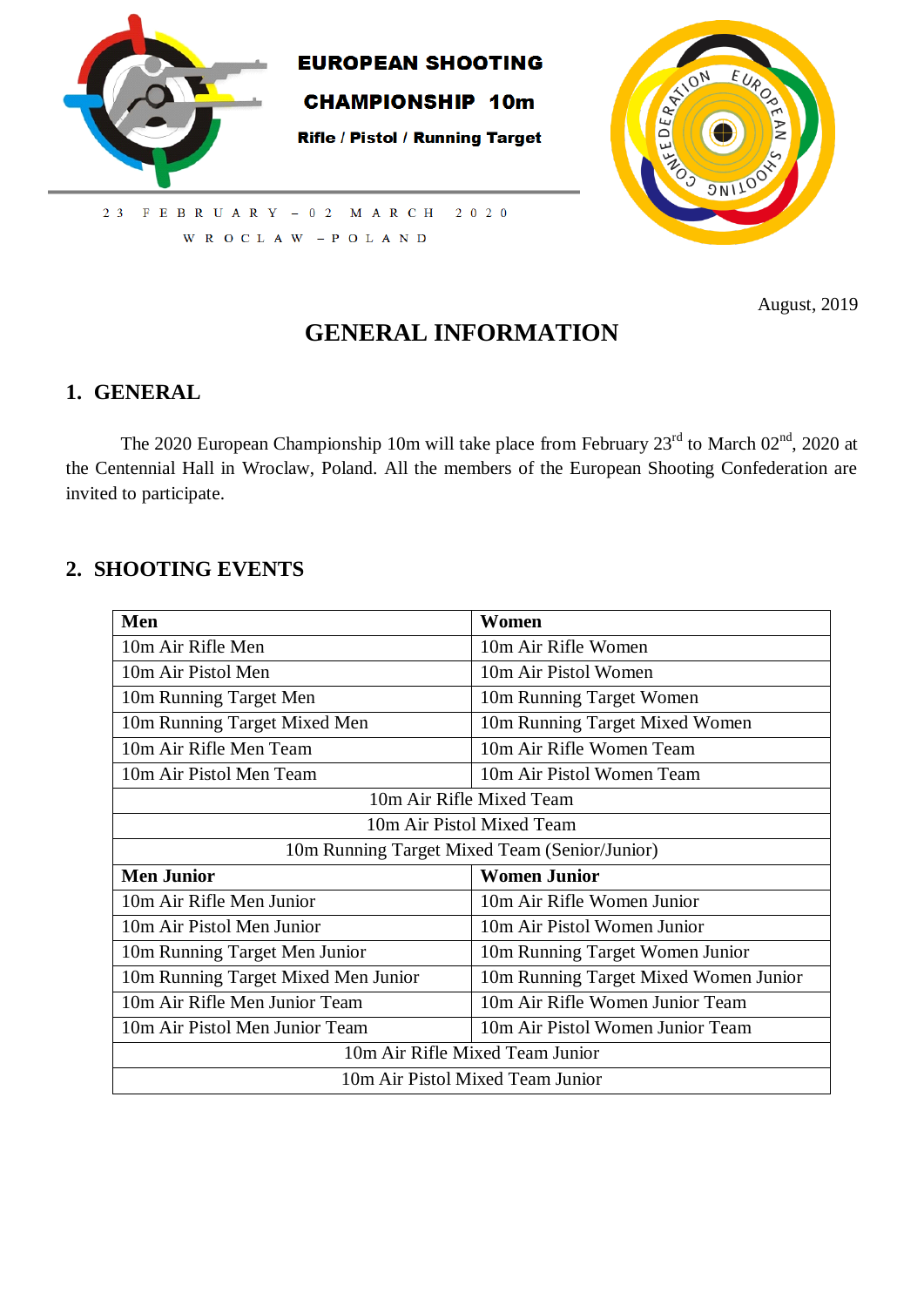**EUROPEAN SHOOTING CHAMPIONSHIP 10m**

**Rifle / Pistol / Running Target**

23 FEBRUARY – 02 MARCH 2020

WROCLAW – POLAND

August, 2019

# GENERAL INFORMATION

## 1. GENERAL

The 2020 European Championship 10m will take place from February 23rd to March 02nd, 2020 at the Centennial Hall in Wroclaw, Poland. All the members of the European Shooting Confederation are invited to participate.

## 2. SHOOTING EVENTS

| **Men** | **Women** |
|---|---|
| 10m Air Rifle Men | 10m Air Rifle Women |
| 10m Air Pistol Men | 10m Air Pistol Women |
| 10m Running Target Men | 10m Running Target Women |
| 10m Running Target Mixed Men | 10m Running Target Mixed Women |
| 10m Air Rifle Men Team | 10m Air Rifle Women Team |
| 10m Air Pistol Men Team | 10m Air Pistol Women Team |
| 10m Air Rifle Mixed Team | |
| 10m Air Pistol Mixed Team | |
| 10m Running Target Mixed Team (Senior/Junior) | |
| **Men Junior** | **Women Junior** |
| 10m Air Rifle Men Junior | 10m Air Rifle Women Junior |
| 10m Air Pistol Men Junior | 10m Air Pistol Women Junior |
| 10m Running Target Men Junior | 10m Running Target Women Junior |
| 10m Running Target Mixed Men Junior | 10m Running Target Mixed Women Junior |
| 10m Air Rifle Men Junior Team | 10m Air Rifle Women Junior Team |
| 10m Air Pistol Men Junior Team | 10m Air Pistol Women Junior Team |
| 10m Air Rifle Mixed Team Junior | |
| 10m Air Pistol Mixed Team Junior | |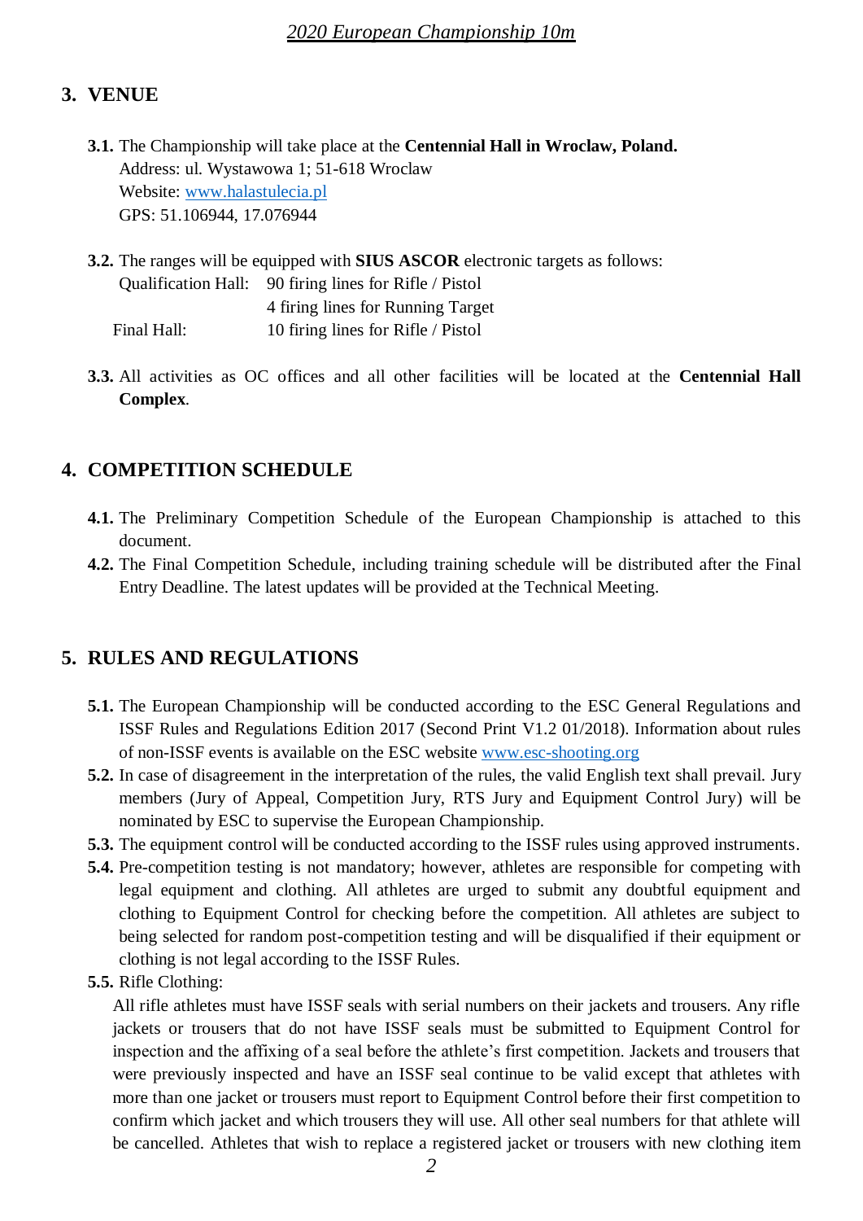## 3. VENUE

**3.1.** The Championship will take place at the **Centennial Hall in Wroclaw, Poland.**
Address: ul. Wystawowa 1; 51-618 Wroclaw
Website: www.halastulecia.pl
GPS: 51.106944, 17.076944

**3.2.** The ranges will be equipped with **SIUS ASCOR** electronic targets as follows:

| | |
|---|---|
| Qualification Hall: | 90 firing lines for Rifle / Pistol |
| | 4 firing lines for Running Target |
| Final Hall: | 10 firing lines for Rifle / Pistol |

**3.3.** All activities as OC offices and all other facilities will be located at the **Centennial Hall Complex**.

## 4. COMPETITION SCHEDULE

**4.1.** The Preliminary Competition Schedule of the European Championship is attached to this document.

**4.2.** The Final Competition Schedule, including training schedule will be distributed after the Final Entry Deadline. The latest updates will be provided at the Technical Meeting.

## 5. RULES AND REGULATIONS

**5.1.** The European Championship will be conducted according to the ESC General Regulations and ISSF Rules and Regulations Edition 2017 (Second Print V1.2 01/2018). Information about rules of non-ISSF events is available on the ESC website www.esc-shooting.org

**5.2.** In case of disagreement in the interpretation of the rules, the valid English text shall prevail. Jury members (Jury of Appeal, Competition Jury, RTS Jury and Equipment Control Jury) will be nominated by ESC to supervise the European Championship.

**5.3.** The equipment control will be conducted according to the ISSF rules using approved instruments.

**5.4.** Pre-competition testing is not mandatory; however, athletes are responsible for competing with legal equipment and clothing. All athletes are urged to submit any doubtful equipment and clothing to Equipment Control for checking before the competition. All athletes are subject to being selected for random post-competition testing and will be disqualified if their equipment or clothing is not legal according to the ISSF Rules.

**5.5.** Rifle Clothing:

All rifle athletes must have ISSF seals with serial numbers on their jackets and trousers. Any rifle jackets or trousers that do not have ISSF seals must be submitted to Equipment Control for inspection and the affixing of a seal before the athlete's first competition. Jackets and trousers that were previously inspected and have an ISSF seal continue to be valid except that athletes with more than one jacket or trousers must report to Equipment Control before their first competition to confirm which jacket and which trousers they will use. All other seal numbers for that athlete will be cancelled. Athletes that wish to replace a registered jacket or trousers with new clothing item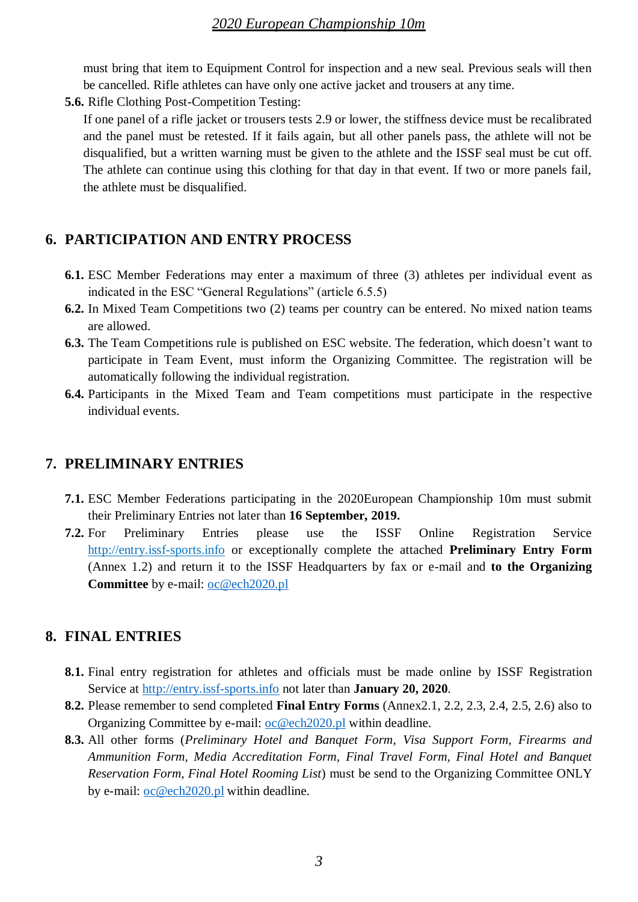must bring that item to Equipment Control for inspection and a new seal. Previous seals will then be cancelled. Rifle athletes can have only one active jacket and trousers at any time.

**5.6.** Rifle Clothing Post-Competition Testing:

If one panel of a rifle jacket or trousers tests 2.9 or lower, the stiffness device must be recalibrated and the panel must be retested. If it fails again, but all other panels pass, the athlete will not be disqualified, but a written warning must be given to the athlete and the ISSF seal must be cut off. The athlete can continue using this clothing for that day in that event. If two or more panels fail, the athlete must be disqualified.

## 6. PARTICIPATION AND ENTRY PROCESS

**6.1.** ESC Member Federations may enter a maximum of three (3) athletes per individual event as indicated in the ESC "General Regulations" (article 6.5.5)

**6.2.** In Mixed Team Competitions two (2) teams per country can be entered. No mixed nation teams are allowed.

**6.3.** The Team Competitions rule is published on ESC website. The federation, which doesn't want to participate in Team Event, must inform the Organizing Committee. The registration will be automatically following the individual registration.

**6.4.** Participants in the Mixed Team and Team competitions must participate in the respective individual events.

## 7. PRELIMINARY ENTRIES

**7.1.** ESC Member Federations participating in the 2020European Championship 10m must submit their Preliminary Entries not later than **16 September, 2019.**

**7.2.** For Preliminary Entries please use the ISSF Online Registration Service http://entry.issf-sports.info or exceptionally complete the attached **Preliminary Entry Form** (Annex 1.2) and return it to the ISSF Headquarters by fax or e-mail and **to the Organizing Committee** by e-mail: oc@ech2020.pl

## 8. FINAL ENTRIES

**8.1.** Final entry registration for athletes and officials must be made online by ISSF Registration Service at http://entry.issf-sports.info not later than **January 20, 2020**.

**8.2.** Please remember to send completed **Final Entry Forms** (Annex2.1, 2.2, 2.3, 2.4, 2.5, 2.6) also to Organizing Committee by e-mail: oc@ech2020.pl within deadline.

**8.3.** All other forms (*Preliminary Hotel and Banquet Form, Visa Support Form, Firearms and Ammunition Form, Media Accreditation Form, Final Travel Form, Final Hotel and Banquet Reservation Form, Final Hotel Rooming List*) must be send to the Organizing Committee ONLY by e-mail: oc@ech2020.pl within deadline.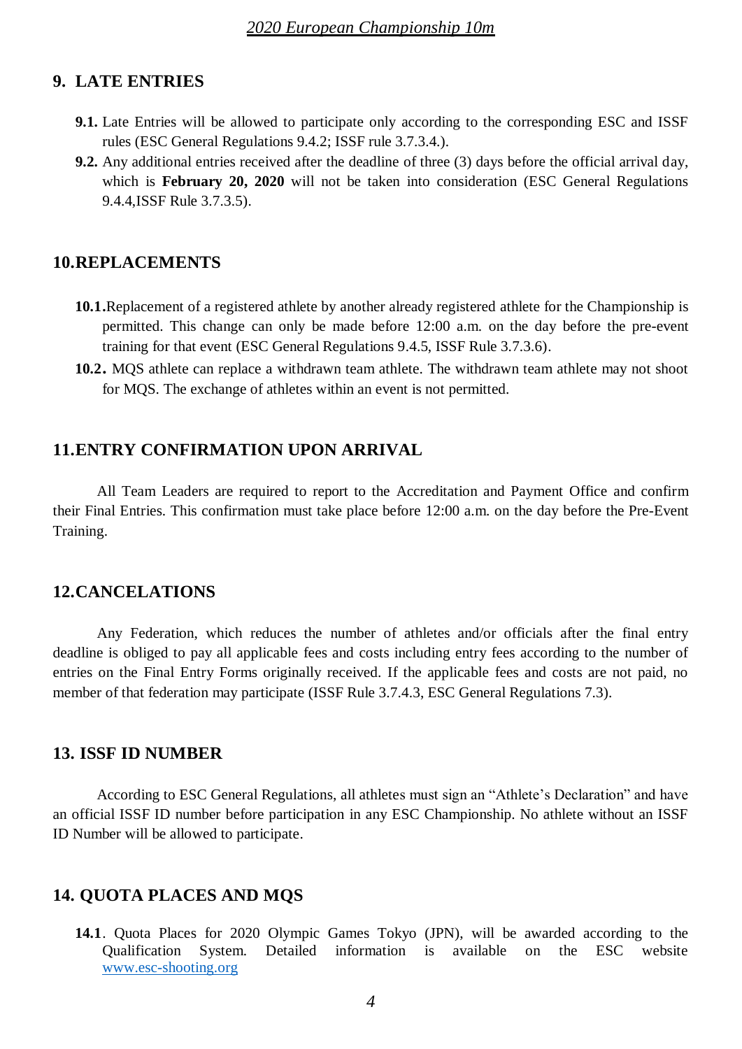## 9. LATE ENTRIES

**9.1.** Late Entries will be allowed to participate only according to the corresponding ESC and ISSF rules (ESC General Regulations 9.4.2; ISSF rule 3.7.3.4.).

**9.2.** Any additional entries received after the deadline of three (3) days before the official arrival day, which is **February 20, 2020** will not be taken into consideration (ESC General Regulations 9.4.4,ISSF Rule 3.7.3.5).

## 10.REPLACEMENTS

**10.1.**Replacement of a registered athlete by another already registered athlete for the Championship is permitted. This change can only be made before 12:00 a.m. on the day before the pre-event training for that event (ESC General Regulations 9.4.5, ISSF Rule 3.7.3.6).

**10.2.** MQS athlete can replace a withdrawn team athlete. The withdrawn team athlete may not shoot for MQS. The exchange of athletes within an event is not permitted.

## 11.ENTRY CONFIRMATION UPON ARRIVAL

All Team Leaders are required to report to the Accreditation and Payment Office and confirm their Final Entries. This confirmation must take place before 12:00 a.m. on the day before the Pre-Event Training.

## 12.CANCELATIONS

Any Federation, which reduces the number of athletes and/or officials after the final entry deadline is obliged to pay all applicable fees and costs including entry fees according to the number of entries on the Final Entry Forms originally received. If the applicable fees and costs are not paid, no member of that federation may participate (ISSF Rule 3.7.4.3, ESC General Regulations 7.3).

## 13. ISSF ID NUMBER

According to ESC General Regulations, all athletes must sign an "Athlete's Declaration" and have an official ISSF ID number before participation in any ESC Championship. No athlete without an ISSF ID Number will be allowed to participate.

## 14. QUOTA PLACES AND MQS

**14.1**. Quota Places for 2020 Olympic Games Tokyo (JPN), will be awarded according to the Qualification System. Detailed information is available on the ESC website [www.esc-shooting.org](http://www.esc-shooting.org)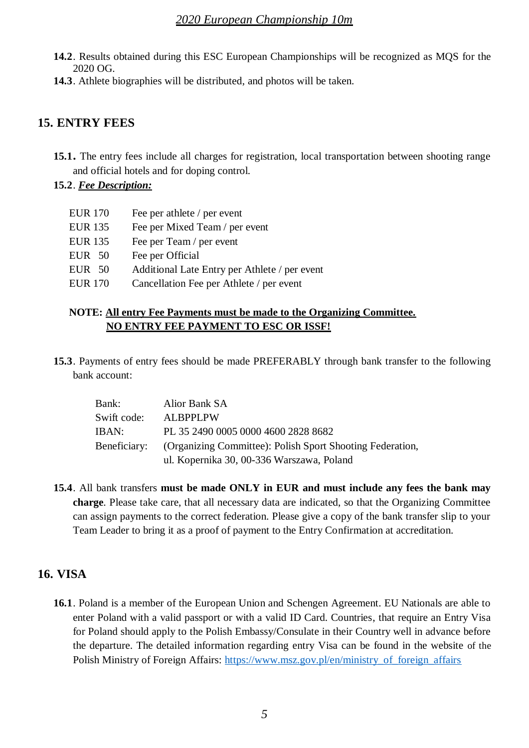**14.2**. Results obtained during this ESC European Championships will be recognized as MQS for the 2020 OG.

**14.3**. Athlete biographies will be distributed, and photos will be taken.

## 15. ENTRY FEES

**15.1.** The entry fees include all charges for registration, local transportation between shooting range and official hotels and for doping control.

**15.2**. ***Fee Description:***

| | |
|---|---|
| EUR 170 | Fee per athlete / per event |
| EUR 135 | Fee per Mixed Team / per event |
| EUR 135 | Fee per Team / per event |
| EUR 50 | Fee per Official |
| EUR 50 | Additional Late Entry per Athlete / per event |
| EUR 170 | Cancellation Fee per Athlete / per event |

**NOTE: All entry Fee Payments must be made to the Organizing Committee.**
**NO ENTRY FEE PAYMENT TO ESC OR ISSF!**

**15.3**. Payments of entry fees should be made PREFERABLY through bank transfer to the following bank account:

| | |
|---|---|
| Bank: | Alior Bank SA |
| Swift code: | ALBPPLPW |
| IBAN: | PL 35 2490 0005 0000 4600 2828 8682 |
| Beneficiary: | (Organizing Committee): Polish Sport Shooting Federation, ul. Kopernika 30, 00-336 Warszawa, Poland |

**15.4**. All bank transfers **must be made ONLY in EUR and must include any fees the bank may charge**. Please take care, that all necessary data are indicated, so that the Organizing Committee can assign payments to the correct federation. Please give a copy of the bank transfer slip to your Team Leader to bring it as a proof of payment to the Entry Confirmation at accreditation.

## 16. VISA

**16.1**. Poland is a member of the European Union and Schengen Agreement. EU Nationals are able to enter Poland with a valid passport or with a valid ID Card. Countries, that require an Entry Visa for Poland should apply to the Polish Embassy/Consulate in their Country well in advance before the departure. The detailed information regarding entry Visa can be found in the website of the Polish Ministry of Foreign Affairs: https://www.msz.gov.pl/en/ministry_of_foreign_affairs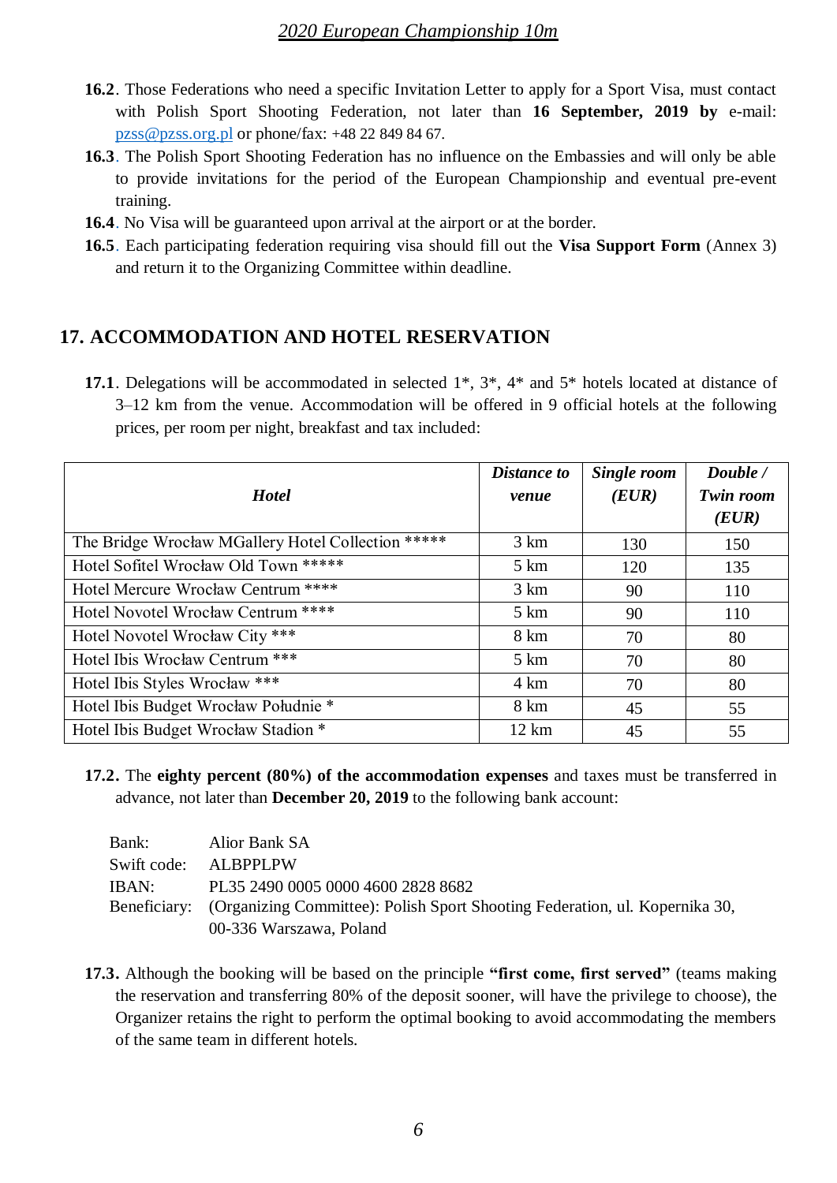**16.2**. Those Federations who need a specific Invitation Letter to apply for a Sport Visa, must contact with Polish Sport Shooting Federation, not later than **16 September, 2019 by** e-mail: pzss@pzss.org.pl or phone/fax: +48 22 849 84 67.

**16.3**. The Polish Sport Shooting Federation has no influence on the Embassies and will only be able to provide invitations for the period of the European Championship and eventual pre-event training.

**16.4**. No Visa will be guaranteed upon arrival at the airport or at the border.

**16.5**. Each participating federation requiring visa should fill out the **Visa Support Form** (Annex 3) and return it to the Organizing Committee within deadline.

## 17. ACCOMMODATION AND HOTEL RESERVATION

**17.1**. Delegations will be accommodated in selected 1*, 3*, 4* and 5* hotels located at distance of 3–12 km from the venue. Accommodation will be offered in 9 official hotels at the following prices, per room per night, breakfast and tax included:

| ***Hotel*** | ***Distance to venue*** | ***Single room (EUR)*** | ***Double / Twin room (EUR)*** |
|---|---|---|---|
| The Bridge Wrocław MGallery Hotel Collection ***** | 3 km | 130 | 150 |
| Hotel Sofitel Wrocław Old Town ***** | 5 km | 120 | 135 |
| Hotel Mercure Wrocław Centrum **** | 3 km | 90 | 110 |
| Hotel Novotel Wrocław Centrum **** | 5 km | 90 | 110 |
| Hotel Novotel Wrocław City *** | 8 km | 70 | 80 |
| Hotel Ibis Wrocław Centrum *** | 5 km | 70 | 80 |
| Hotel Ibis Styles Wrocław *** | 4 km | 70 | 80 |
| Hotel Ibis Budget Wrocław Południe * | 8 km | 45 | 55 |
| Hotel Ibis Budget Wrocław Stadion * | 12 km | 45 | 55 |

**17.2.** The **eighty percent (80%) of the accommodation expenses** and taxes must be transferred in advance, not later than **December 20, 2019** to the following bank account:

| | |
|---|---|
| Bank: | Alior Bank SA |
| Swift code: | ALBPPLPW |
| IBAN: | PL35 2490 0005 0000 4600 2828 8682 |
| Beneficiary: | (Organizing Committee): Polish Sport Shooting Federation, ul. Kopernika 30, 00-336 Warszawa, Poland |

**17.3.** Although the booking will be based on the principle **"first come, first served"** (teams making the reservation and transferring 80% of the deposit sooner, will have the privilege to choose), the Organizer retains the right to perform the optimal booking to avoid accommodating the members of the same team in different hotels.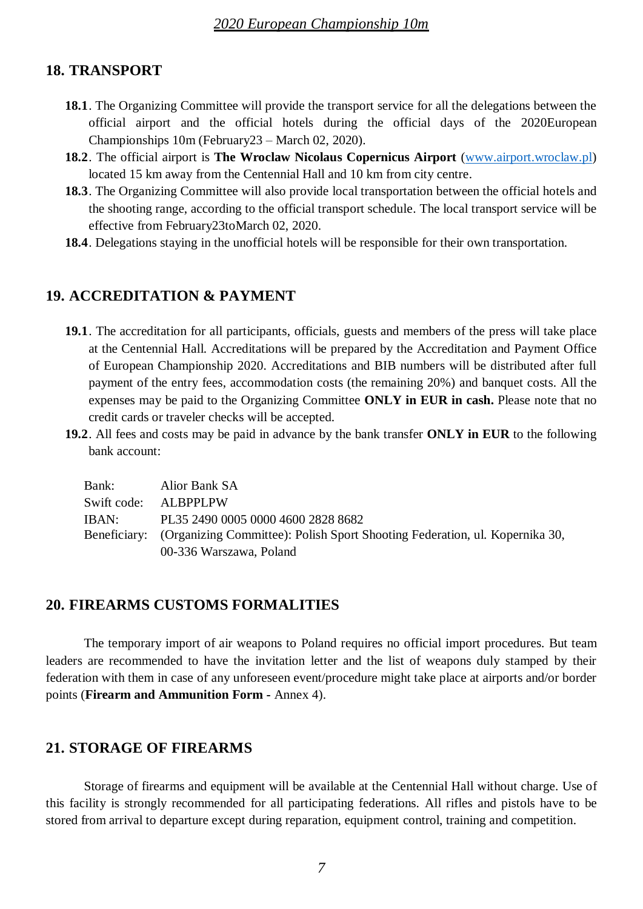## 18. TRANSPORT

- **18.1**. The Organizing Committee will provide the transport service for all the delegations between the official airport and the official hotels during the official days of the 2020European Championships 10m (February23 – March 02, 2020).
- **18.2**. The official airport is **The Wroclaw Nicolaus Copernicus Airport** ([www.airport.wroclaw.pl](http://www.airport.wroclaw.pl)) located 15 km away from the Centennial Hall and 10 km from city centre.
- **18.3**. The Organizing Committee will also provide local transportation between the official hotels and the shooting range, according to the official transport schedule. The local transport service will be effective from February23toMarch 02, 2020.
- **18.4**. Delegations staying in the unofficial hotels will be responsible for their own transportation.

## 19. ACCREDITATION & PAYMENT

- **19.1**. The accreditation for all participants, officials, guests and members of the press will take place at the Centennial Hall. Accreditations will be prepared by the Accreditation and Payment Office of European Championship 2020. Accreditations and BIB numbers will be distributed after full payment of the entry fees, accommodation costs (the remaining 20%) and banquet costs. All the expenses may be paid to the Organizing Committee **ONLY in EUR in cash.** Please note that no credit cards or traveler checks will be accepted.
- **19.2**. All fees and costs may be paid in advance by the bank transfer **ONLY in EUR** to the following bank account:

| | |
|---|---|
| Bank: | Alior Bank SA |
| Swift code: | ALBPPLPW |
| IBAN: | PL35 2490 0005 0000 4600 2828 8682 |
| Beneficiary: | (Organizing Committee): Polish Sport Shooting Federation, ul. Kopernika 30, 00-336 Warszawa, Poland |

## 20. FIREARMS CUSTOMS FORMALITIES

The temporary import of air weapons to Poland requires no official import procedures. But team leaders are recommended to have the invitation letter and the list of weapons duly stamped by their federation with them in case of any unforeseen event/procedure might take place at airports and/or border points (**Firearm and Ammunition Form -** Annex 4).

## 21. STORAGE OF FIREARMS

Storage of firearms and equipment will be available at the Centennial Hall without charge. Use of this facility is strongly recommended for all participating federations. All rifles and pistols have to be stored from arrival to departure except during reparation, equipment control, training and competition.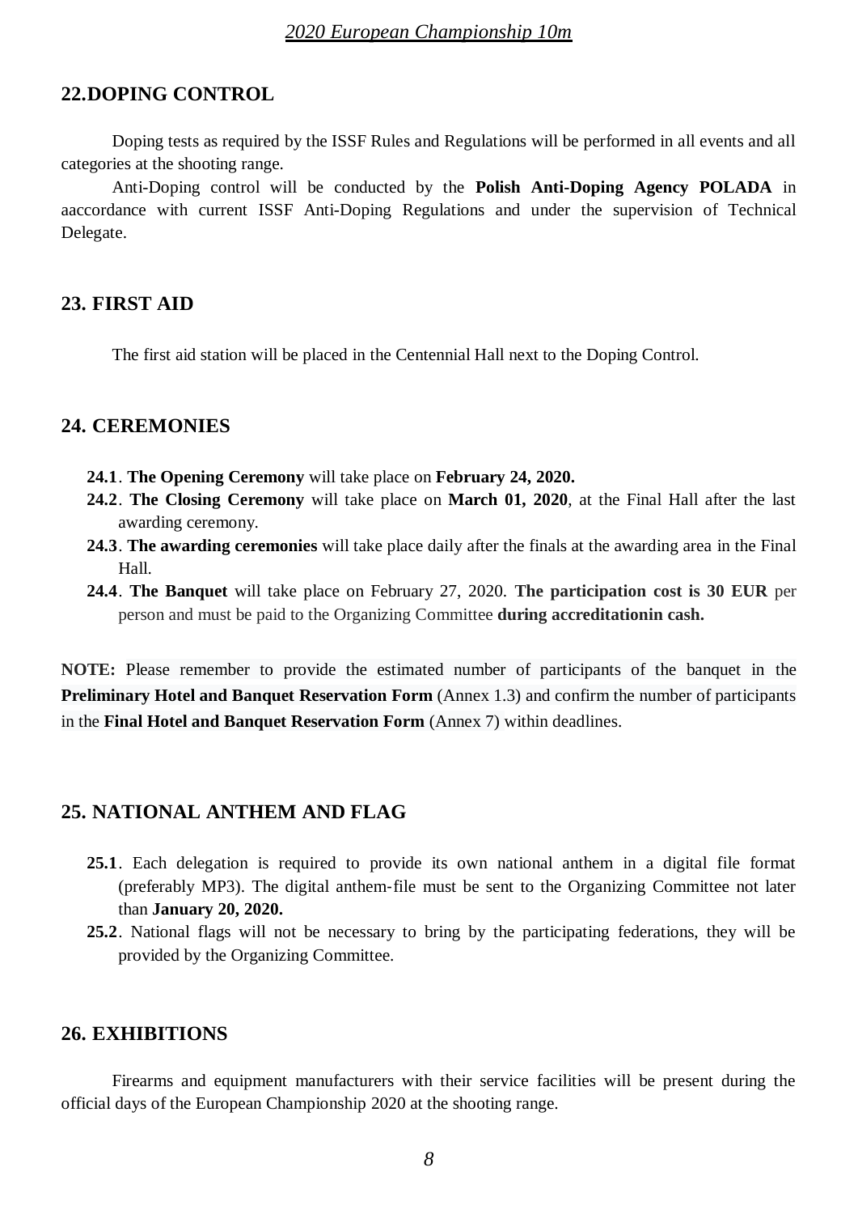## 22. DOPING CONTROL

Doping tests as required by the ISSF Rules and Regulations will be performed in all events and all categories at the shooting range.

Anti-Doping control will be conducted by the **Polish Anti-Doping Agency POLADA** in aaccordance with current ISSF Anti-Doping Regulations and under the supervision of Technical Delegate.

## 23. FIRST AID

The first aid station will be placed in the Centennial Hall next to the Doping Control.

## 24. CEREMONIES

**24.1**. **The Opening Ceremony** will take place on **February 24, 2020.**

**24.2**. **The Closing Ceremony** will take place on **March 01, 2020**, at the Final Hall after the last awarding ceremony.

**24.3**. **The awarding ceremonies** will take place daily after the finals at the awarding area in the Final Hall.

**24.4**. **The Banquet** will take place on February 27, 2020. **The participation cost is 30 EUR** per person and must be paid to the Organizing Committee **during accreditationin cash.**

**NOTE:** Please remember to provide the estimated number of participants of the banquet in the **Preliminary Hotel and Banquet Reservation Form** (Annex 1.3) and confirm the number of participants in the **Final Hotel and Banquet Reservation Form** (Annex 7) within deadlines.

## 25. NATIONAL ANTHEM AND FLAG

**25.1**. Each delegation is required to provide its own national anthem in a digital file format (preferably MP3). The digital anthem-file must be sent to the Organizing Committee not later than **January 20, 2020.**

**25.2**. National flags will not be necessary to bring by the participating federations, they will be provided by the Organizing Committee.

## 26. EXHIBITIONS

Firearms and equipment manufacturers with their service facilities will be present during the official days of the European Championship 2020 at the shooting range.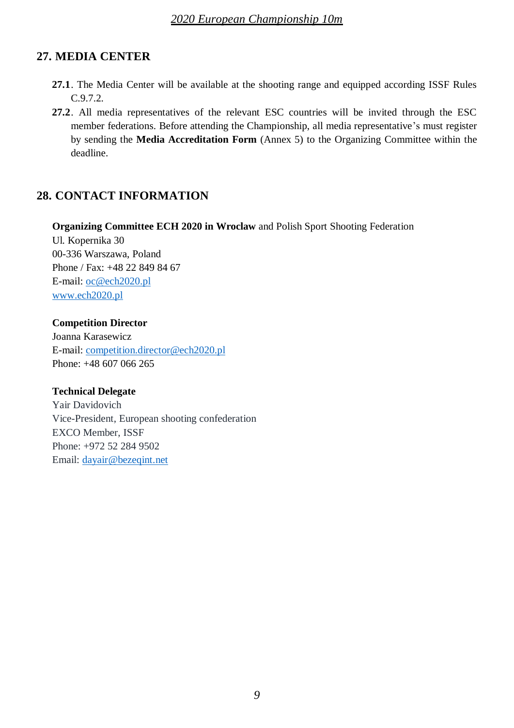## 27. MEDIA CENTER

- **27.1**. The Media Center will be available at the shooting range and equipped according ISSF Rules C.9.7.2.
- **27.2**. All media representatives of the relevant ESC countries will be invited through the ESC member federations. Before attending the Championship, all media representative's must register by sending the **Media Accreditation Form** (Annex 5) to the Organizing Committee within the deadline.

## 28. CONTACT INFORMATION

**Organizing Committee ECH 2020 in Wroclaw** and Polish Sport Shooting Federation
Ul. Kopernika 30
00-336 Warszawa, Poland
Phone / Fax: +48 22 849 84 67
E-mail: oc@ech2020.pl
www.ech2020.pl

**Competition Director**
Joanna Karasewicz
E-mail: competition.director@ech2020.pl
Phone: +48 607 066 265

**Technical Delegate**
Yair Davidovich
Vice-President, European shooting confederation
EXCO Member, ISSF
Phone: +972 52 284 9502
Email: dayair@bezeqint.net